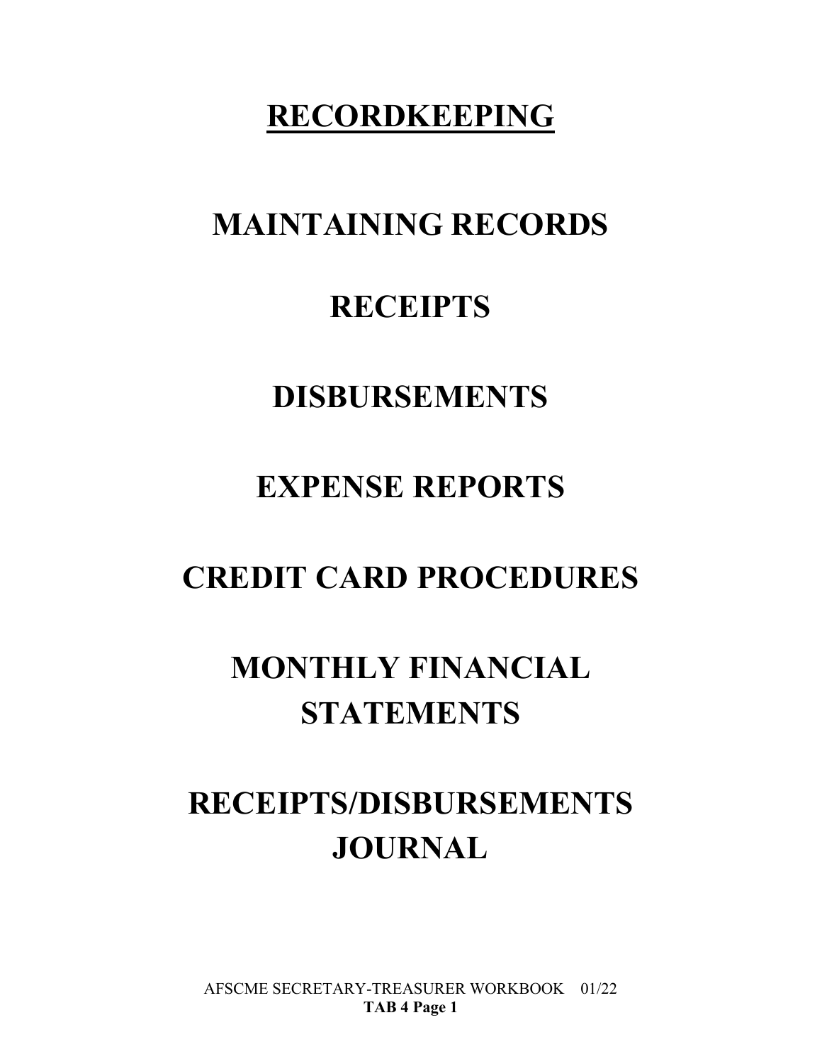# RECORDKEEPING

## MAINTAINING RECORDS

## RECEIPTS

## DISBURSEMENTS

## EXPENSE REPORTS

## CREDIT CARD PROCEDURES

## MONTHLY FINANCIAL STATEMENTS

## RECEIPTS/DISBURSEMENTS JOURNAL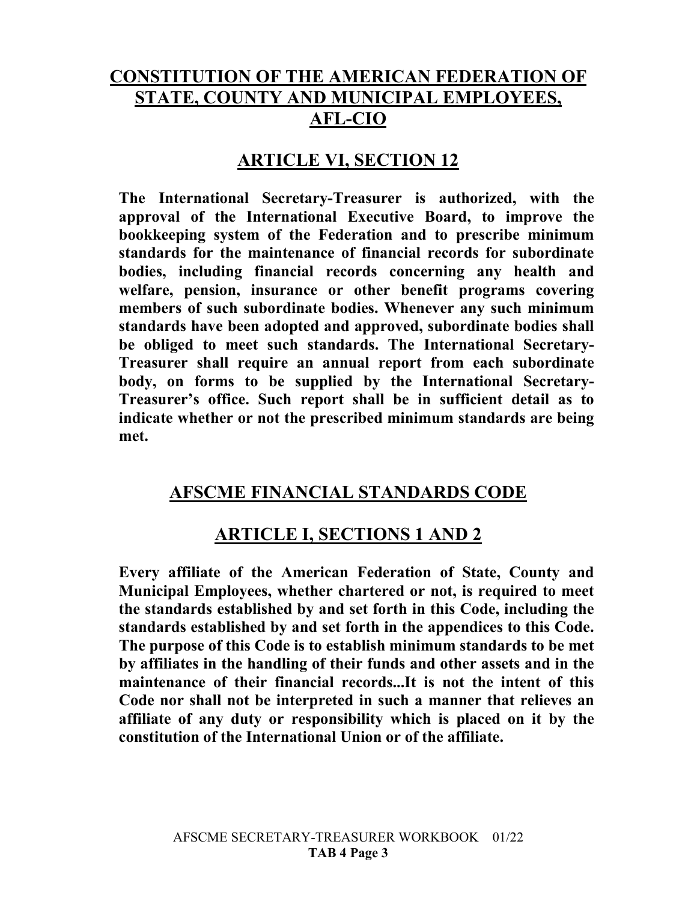# CONSTITUTION OF THE AMERICAN FEDERATION OF STATE, COUNTY AND MUNICIPAL EMPLOYEES, AFL-CIO

## ARTICLE VI, SECTION 12

**The International Secretary-Treasurer is authorized, with the approval of the International Executive Board, to improve the bookkeeping system of the Federation and to prescribe minimum standards for the maintenance of financial records for subordinate bodies, including financial records concerning any health and welfare, pension, insurance or other benefit programs covering members of such subordinate bodies. Whenever any such minimum standards have been adopted and approved, subordinate bodies shall be obliged to meet such standards. The International Secretary-Treasurer shall require an annual report from each subordinate body, on forms to be supplied by the International Secretary-Treasurer's office. Such report shall be in sufficient detail as to indicate whether or not the prescribed minimum standards are being met.**

## AFSCME FINANCIAL STANDARDS CODE

## ARTICLE I, SECTIONS 1 AND 2

**Every affiliate of the American Federation of State, County and Municipal Employees, whether chartered or not, is required to meet the standards established by and set forth in this Code, including the standards established by and set forth in the appendices to this Code. The purpose of this Code is to establish minimum standards to be met by affiliates in the handling of their funds and other assets and in the maintenance of their financial records...It is not the intent of this Code nor shall not be interpreted in such a manner that relieves an affiliate of any duty or responsibility which is placed on it by the constitution of the International Union or of the affiliate.**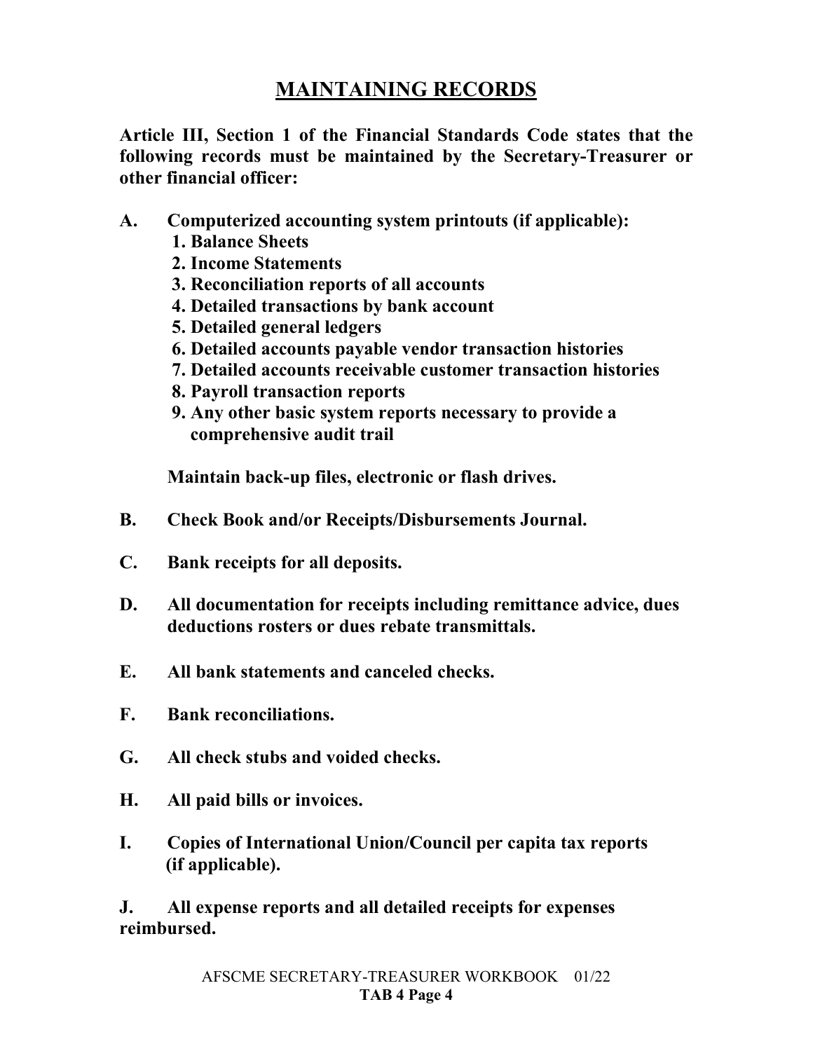# MAINTAINING RECORDS

**Article III, Section 1 of the Financial Standards Code states that the following records must be maintained by the Secretary-Treasurer or other financial officer:**

**A. Computerized accounting system printouts (if applicable):**

1. **Balance Sheets**
2. **Income Statements**
3. **Reconciliation reports of all accounts**
4. **Detailed transactions by bank account**
5. **Detailed general ledgers**
6. **Detailed accounts payable vendor transaction histories**
7. **Detailed accounts receivable customer transaction histories**
8. **Payroll transaction reports**
9. **Any other basic system reports necessary to provide a comprehensive audit trail**

**Maintain back-up files, electronic or flash drives.**

**B. Check Book and/or Receipts/Disbursements Journal.**

**C. Bank receipts for all deposits.**

**D. All documentation for receipts including remittance advice, dues deductions rosters or dues rebate transmittals.**

**E. All bank statements and canceled checks.**

**F. Bank reconciliations.**

**G. All check stubs and voided checks.**

**H. All paid bills or invoices.**

**I. Copies of International Union/Council per capita tax reports (if applicable).**

**J. All expense reports and all detailed receipts for expenses reimbursed.**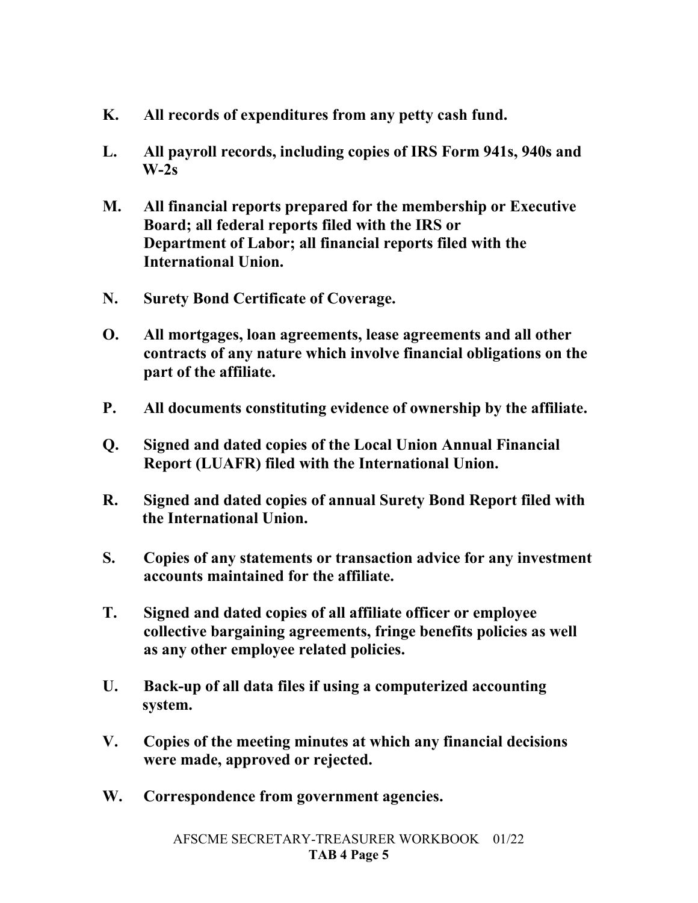**K. All records of expenditures from any petty cash fund.**

**L. All payroll records, including copies of IRS Form 941s, 940s and W-2s**

**M. All financial reports prepared for the membership or Executive Board; all federal reports filed with the IRS or Department of Labor; all financial reports filed with the International Union.**

**N. Surety Bond Certificate of Coverage.**

**O. All mortgages, loan agreements, lease agreements and all other contracts of any nature which involve financial obligations on the part of the affiliate.**

**P. All documents constituting evidence of ownership by the affiliate.**

**Q. Signed and dated copies of the Local Union Annual Financial Report (LUAFR) filed with the International Union.**

**R. Signed and dated copies of annual Surety Bond Report filed with the International Union.**

**S. Copies of any statements or transaction advice for any investment accounts maintained for the affiliate.**

**T. Signed and dated copies of all affiliate officer or employee collective bargaining agreements, fringe benefits policies as well as any other employee related policies.**

**U. Back-up of all data files if using a computerized accounting system.**

**V. Copies of the meeting minutes at which any financial decisions were made, approved or rejected.**

**W. Correspondence from government agencies.**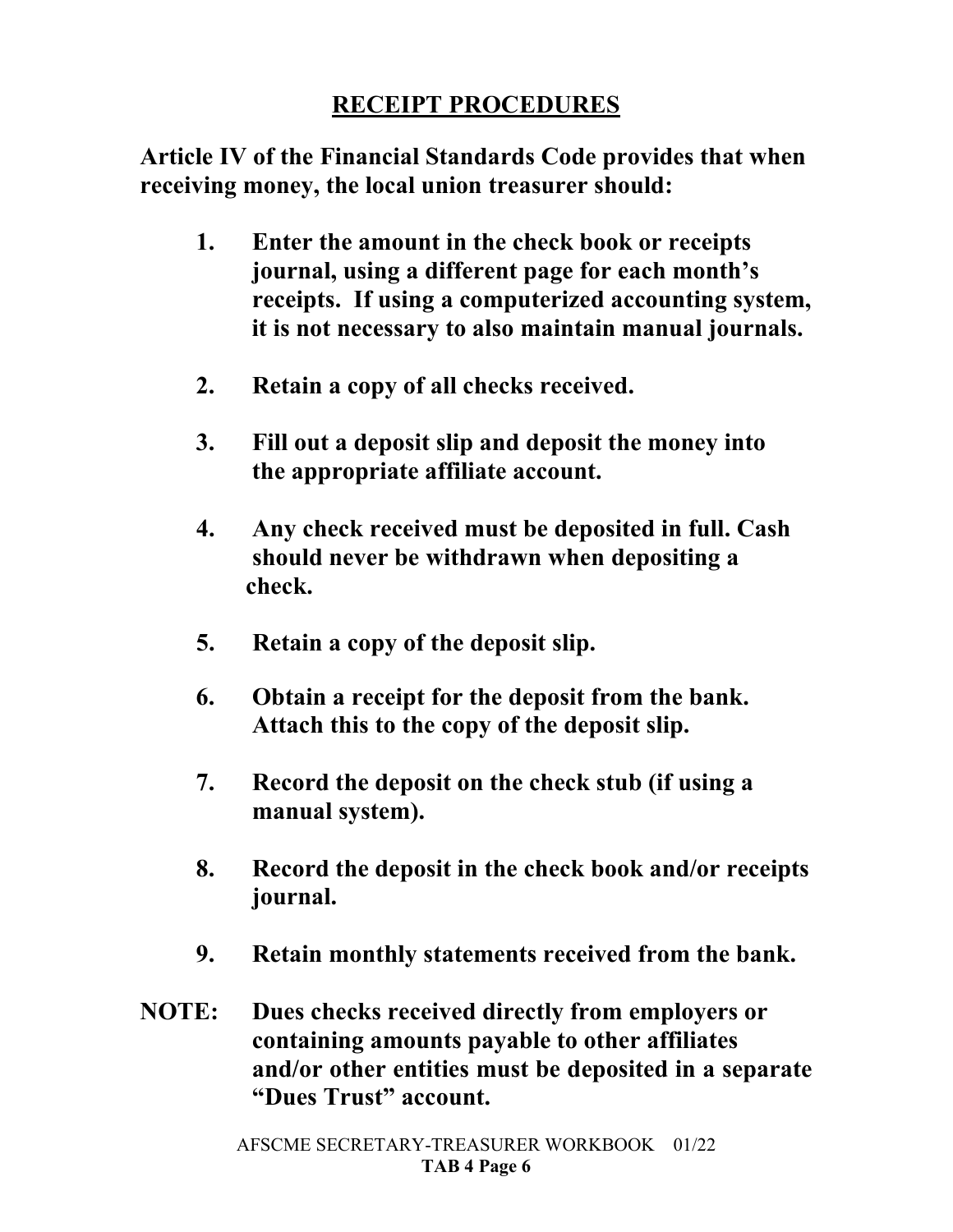# RECEIPT PROCEDURES

**Article IV of the Financial Standards Code provides that when receiving money, the local union treasurer should:**

1. **Enter the amount in the check book or receipts journal, using a different page for each month's receipts. If using a computerized accounting system, it is not necessary to also maintain manual journals.**

2. **Retain a copy of all checks received.**

3. **Fill out a deposit slip and deposit the money into the appropriate affiliate account.**

4. **Any check received must be deposited in full. Cash should never be withdrawn when depositing a check.**

5. **Retain a copy of the deposit slip.**

6. **Obtain a receipt for the deposit from the bank. Attach this to the copy of the deposit slip.**

7. **Record the deposit on the check stub (if using a manual system).**

8. **Record the deposit in the check book and/or receipts journal.**

9. **Retain monthly statements received from the bank.**

**NOTE: Dues checks received directly from employers or containing amounts payable to other affiliates and/or other entities must be deposited in a separate "Dues Trust" account.**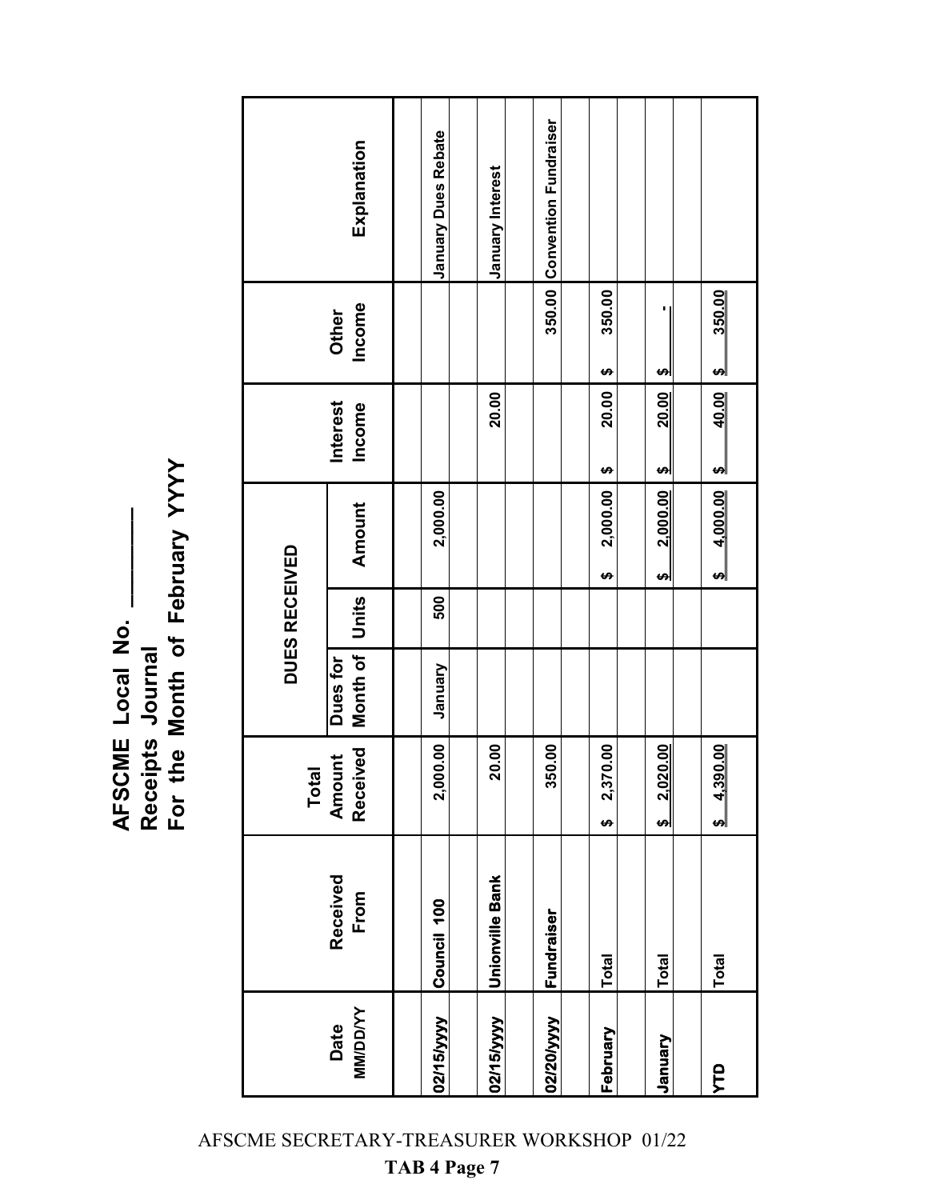# AFSCME Local No. ________

## Receipts Journal

## For the Month of February YYYY

| Date MM/DD/YY | Received From | Total Amount Received | DUES RECEIVED | | | Interest Income | Other Income | Explanation |
|---|---|---|---|---|---|---|---|---|
| | | | Dues for Month of | Units | Amount | | | |
| 02/15/yyyy | Council 100 | 2,000.00 | January | 500 | 2,000.00 | | | January Dues Rebate |
| 02/15/yyyy | Unionville Bank | 20.00 | | | | 20.00 | | January Interest |
| 02/20/yyyy | Fundraiser | 350.00 | | | | | 350.00 | Convention Fundraiser |
| February | Total | $ 2,370.00 | | | $ 2,000.00 | $ 20.00 | $ 350.00 | |
| January | Total | $ 2,020.00 | | | $ 2,000.00 | $ 20.00 | $ - | |
| YTD | Total | $ 4,390.00 | | | $ 4,000.00 | $ 40.00 | $ 350.00 | |

AFSCME SECRETARY-TREASURER WORKSHOP 01/22

**TAB 4 Page 7**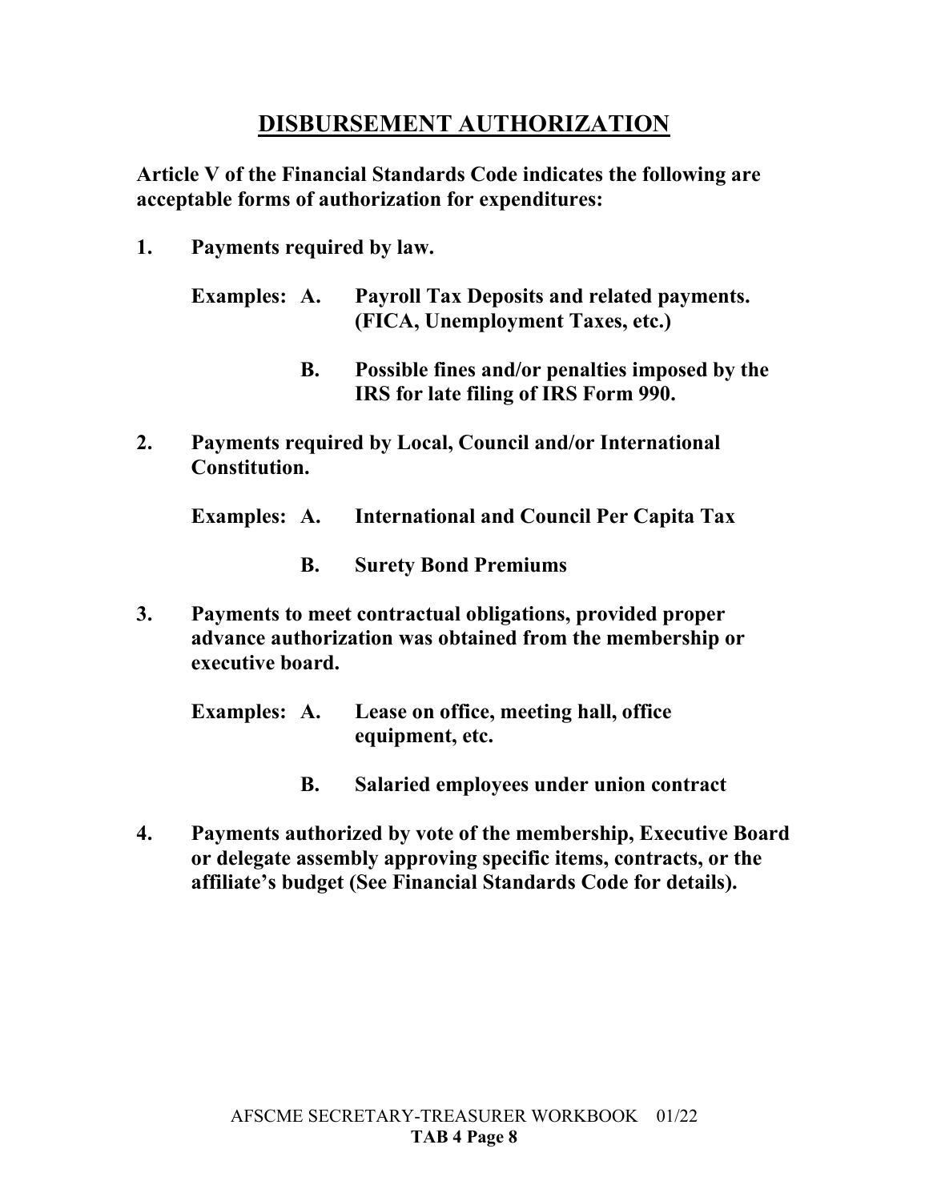# DISBURSEMENT AUTHORIZATION

**Article V of the Financial Standards Code indicates the following are acceptable forms of authorization for expenditures:**

**1. Payments required by law.**

**Examples:**

**A. Payroll Tax Deposits and related payments. (FICA, Unemployment Taxes, etc.)**

**B. Possible fines and/or penalties imposed by the IRS for late filing of IRS Form 990.**

**2. Payments required by Local, Council and/or International Constitution.**

**Examples:**

**A. International and Council Per Capita Tax**

**B. Surety Bond Premiums**

**3. Payments to meet contractual obligations, provided proper advance authorization was obtained from the membership or executive board.**

**Examples:**

**A. Lease on office, meeting hall, office equipment, etc.**

**B. Salaried employees under union contract**

**4. Payments authorized by vote of the membership, Executive Board or delegate assembly approving specific items, contracts, or the affiliate's budget (See Financial Standards Code for details).**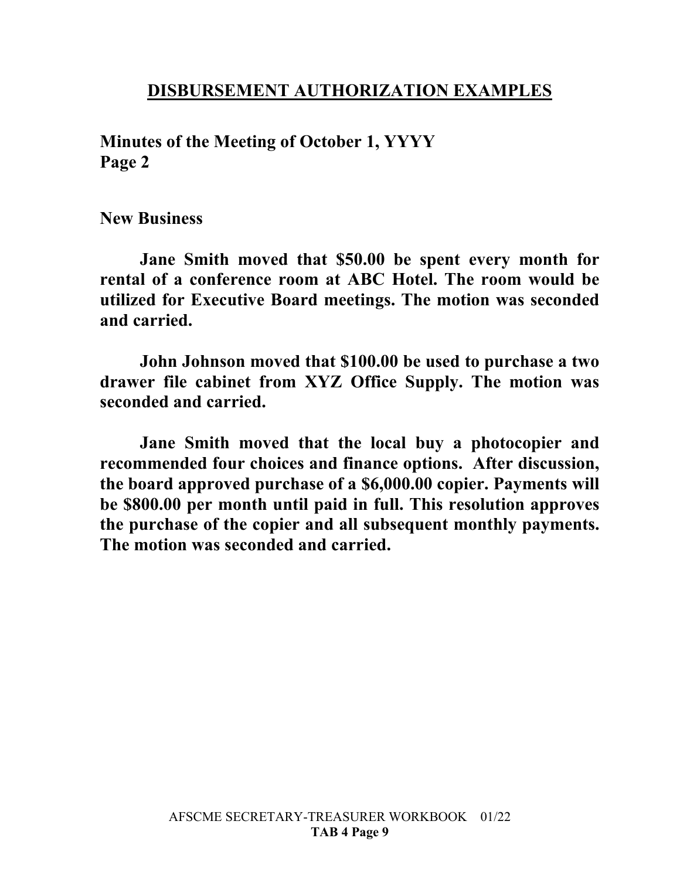## DISBURSEMENT AUTHORIZATION EXAMPLES

**Minutes of the Meeting of October 1, YYYY**
**Page 2**

**New Business**

**Jane Smith moved that $50.00 be spent every month for rental of a conference room at ABC Hotel. The room would be utilized for Executive Board meetings. The motion was seconded and carried.**

**John Johnson moved that $100.00 be used to purchase a two drawer file cabinet from XYZ Office Supply. The motion was seconded and carried.**

**Jane Smith moved that the local buy a photocopier and recommended four choices and finance options. After discussion, the board approved purchase of a $6,000.00 copier. Payments will be $800.00 per month until paid in full. This resolution approves the purchase of the copier and all subsequent monthly payments. The motion was seconded and carried.**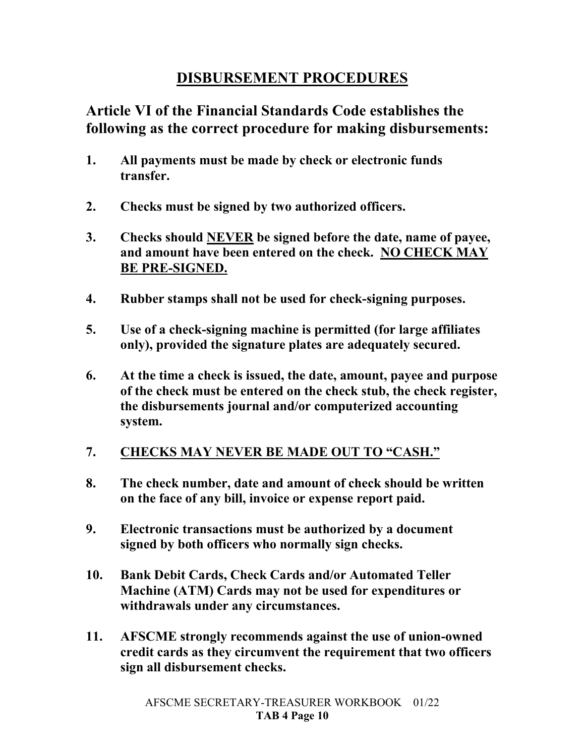# DISBURSEMENT PROCEDURES

## Article VI of the Financial Standards Code establishes the following as the correct procedure for making disbursements:

1. **All payments must be made by check or electronic funds transfer.**

2. **Checks must be signed by two authorized officers.**

3. **Checks should NEVER be signed before the date, name of payee, and amount have been entered on the check. NO CHECK MAY BE PRE-SIGNED.**

4. **Rubber stamps shall not be used for check-signing purposes.**

5. **Use of a check-signing machine is permitted (for large affiliates only), provided the signature plates are adequately secured.**

6. **At the time a check is issued, the date, amount, payee and purpose of the check must be entered on the check stub, the check register, the disbursements journal and/or computerized accounting system.**

7. **CHECKS MAY NEVER BE MADE OUT TO "CASH."**

8. **The check number, date and amount of check should be written on the face of any bill, invoice or expense report paid.**

9. **Electronic transactions must be authorized by a document signed by both officers who normally sign checks.**

10. **Bank Debit Cards, Check Cards and/or Automated Teller Machine (ATM) Cards may not be used for expenditures or withdrawals under any circumstances.**

11. **AFSCME strongly recommends against the use of union-owned credit cards as they circumvent the requirement that two officers sign all disbursement checks.**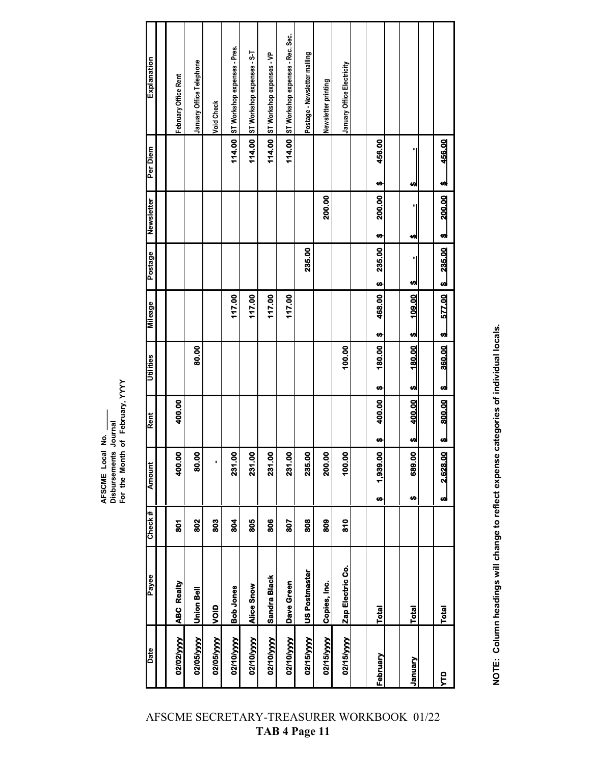AFSCME Local No. ____
Disbursements Journal
For the Month of February, YYYY

| Date | Payee | Check # | Amount | Rent | Utilities | Mileage | Postage | Newsletter | Per Diem | Explanation |
|---|---|---|---|---|---|---|---|---|---|---|
| 02/02/yyyy | ABC Realty | 801 | 400.00 | 400.00 | | | | | | February Office Rent |
| 02/05/yyyy | Union Bell | 802 | 80.00 | | 80.00 | | | | | January Office Telephone |
| 02/05/yyyy | VOID | 803 | - | | | | | | | Void Check |
| 02/10/yyyy | Bob Jones | 804 | 231.00 | | | 117.00 | | | 114.00 | ST Workshop expenses - Pres. |
| 02/10/yyyy | Alice Snow | 805 | 231.00 | | | 117.00 | | | 114.00 | ST Workshop expenses - S-T |
| 02/10/yyyy | Sandra Black | 806 | 231.00 | | | 117.00 | | | 114.00 | ST Workshop expenses - VP |
| 02/10/yyyy | Dave Green | 807 | 231.00 | | | 117.00 | | | 114.00 | ST Workshop expenses - Rec. Sec. |
| 02/15/yyyy | US Postmaster | 808 | 235.00 | | | | 235.00 | | | Postage - Newsletter mailing |
| 02/15/yyyy | Copies, Inc. | 809 | 200.00 | | | | | 200.00 | | Newsletter printing |
| 02/15/yyyy | Zap Electric Co. | 810 | 100.00 | | 100.00 | | | | | January Office Electricity |
| February | Total | | $ 1,939.00 | $ 400.00 | $ 180.00 | $ 468.00 | $ 235.00 | $ 200.00 | $ 456.00 | |
| January | Total | | $ 689.00 | $ 400.00 | $ 180.00 | $ 109.00 | $ - | $ - | $ - | |
| YTD | Total | | $ 2,628.00 | $ 800.00 | $ 360.00 | $ 577.00 | $ 235.00 | $ 200.00 | $ 456.00 | |

**NOTE: Column headings will change to reflect expense categories of individual locals.**

AFSCME SECRETARY-TREASURER WORKBOOK 01/22
**TAB 4 Page 11**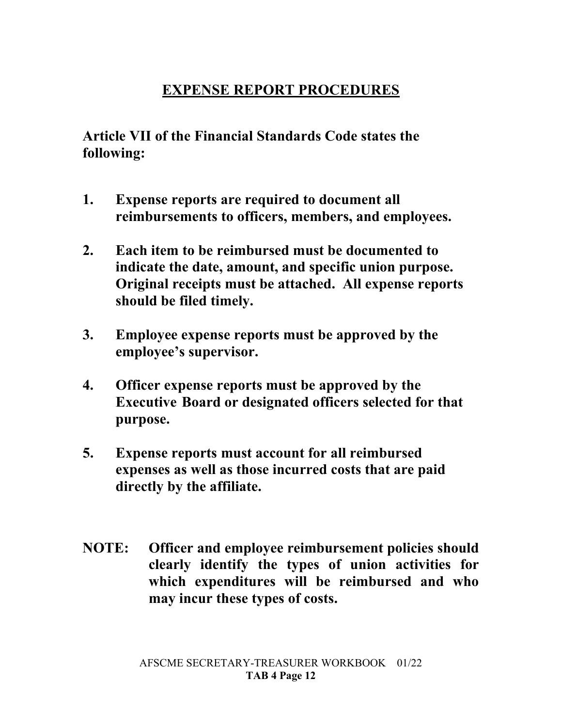# EXPENSE REPORT PROCEDURES

**Article VII of the Financial Standards Code states the following:**

1. **Expense reports are required to document all reimbursements to officers, members, and employees.**

2. **Each item to be reimbursed must be documented to indicate the date, amount, and specific union purpose. Original receipts must be attached. All expense reports should be filed timely.**

3. **Employee expense reports must be approved by the employee's supervisor.**

4. **Officer expense reports must be approved by the Executive Board or designated officers selected for that purpose.**

5. **Expense reports must account for all reimbursed expenses as well as those incurred costs that are paid directly by the affiliate.**

**NOTE: Officer and employee reimbursement policies should clearly identify the types of union activities for which expenditures will be reimbursed and who may incur these types of costs.**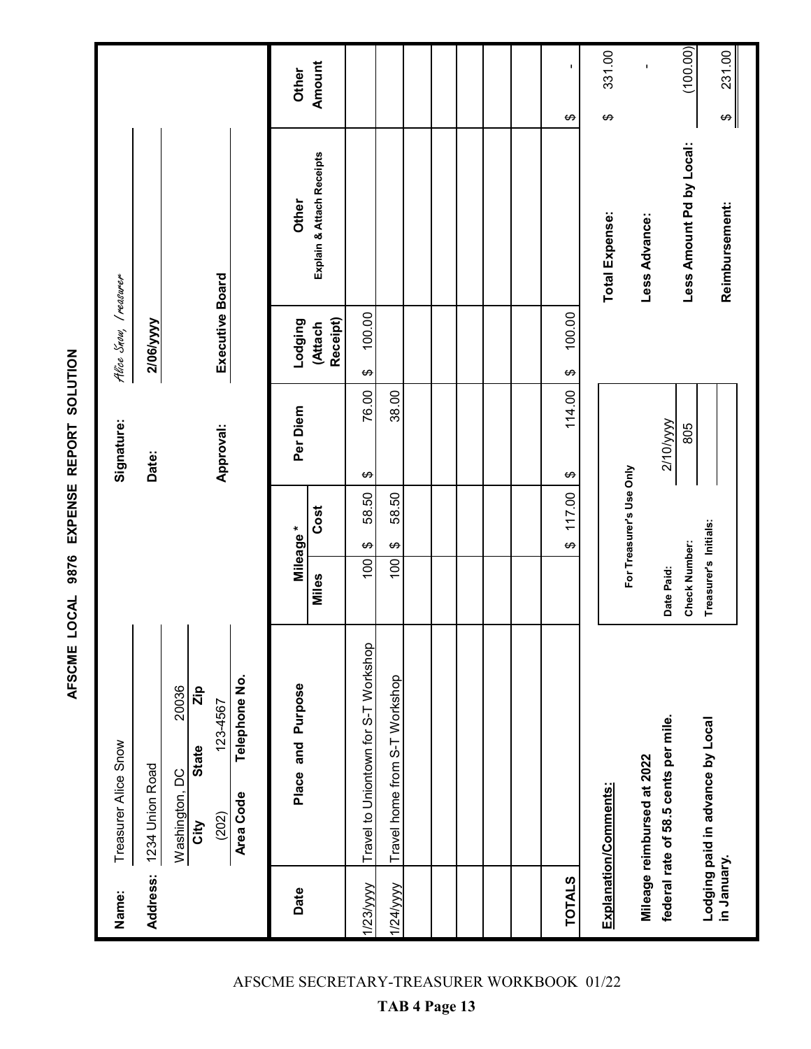# AFSCME LOCAL 9876 EXPENSE REPORT SOLUTION

**Name:** Treasurer Alice Snow

**Address:** 1234 Union Road

Washington, DC 20036

**City** **State** **Zip**

(202) 123-4567

**Area Code** **Telephone No.**

**Signature:** Alice Snow, Treasurer

**Date:** 2/06/yyyy

**Approval:** Executive Board

| Date | Place and Purpose | Mileage * | | Per Diem | Lodging (Attach Receipt) | Other Explain & Attach Receipts | Other Amount |
|---|---|---|---|---|---|---|---|
| | | Miles | Cost | | | | |
| 1/23/yyyy | Travel to Uniontown for S-T Workshop | 100 | $ 58.50 | $ 76.00 | $ 100.00 | | |
| 1/24/yyyy | Travel home from S-T Workshop | 100 | $ 58.50 | 38.00 | | | |
| | | | | | | | |
| | | | | | | | |
| | | | | | | | |
| | | | | | | | |
| | | | | | | | |
| | | | | | | | |
| **TOTALS** | | | $ 117.00 | $ 114.00 | $ 100.00 | | $ - |

**Explanation/Comments:**

**Mileage reimbursed at 2022 federal rate of 58.5 cents per mile.**

**Lodging paid in advance by Local in January.**

| For Treasurer's Use Only | |
|---|---|
| Date Paid: | 2/10/yyyy |
| Check Number: | 805 |
| Treasurer's Initials: | |

| | |
|---|---|
| **Total Expense:** | $ 331.00 |
| **Less Advance:** | - |
| **Less Amount Pd by Local:** | (100.00) |
| **Reimbursement:** | $ 231.00 |

AFSCME SECRETARY-TREASURER WORKBOOK 01/22

**TAB 4 Page 13**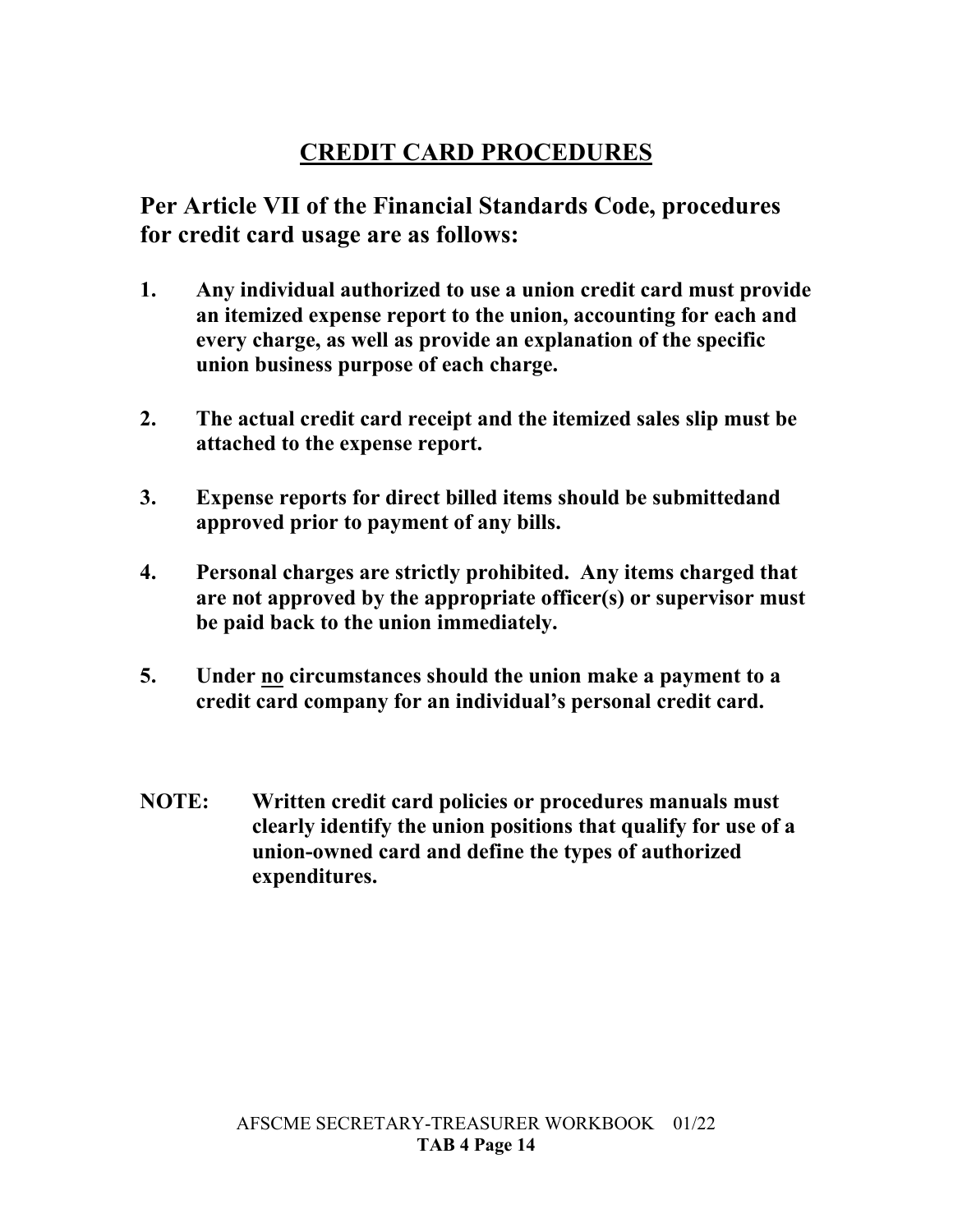# CREDIT CARD PROCEDURES

## Per Article VII of the Financial Standards Code, procedures for credit card usage are as follows:

1. **Any individual authorized to use a union credit card must provide an itemized expense report to the union, accounting for each and every charge, as well as provide an explanation of the specific union business purpose of each charge.**

2. **The actual credit card receipt and the itemized sales slip must be attached to the expense report.**

3. **Expense reports for direct billed items should be submittedand approved prior to payment of any bills.**

4. **Personal charges are strictly prohibited. Any items charged that are not approved by the appropriate officer(s) or supervisor must be paid back to the union immediately.**

5. **Under no circumstances should the union make a payment to a credit card company for an individual's personal credit card.**

**NOTE: Written credit card policies or procedures manuals must clearly identify the union positions that qualify for use of a union-owned card and define the types of authorized expenditures.**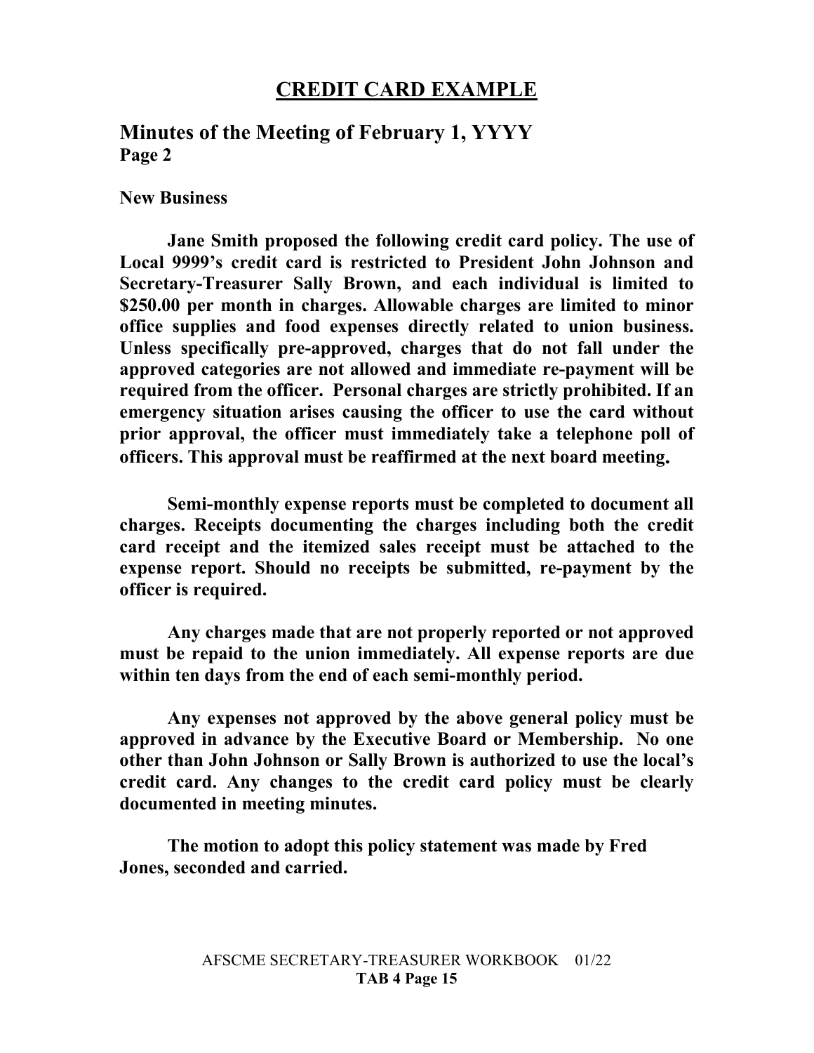# CREDIT CARD EXAMPLE

## Minutes of the Meeting of February 1, YYYY

**Page 2**

**New Business**

**Jane Smith proposed the following credit card policy. The use of Local 9999's credit card is restricted to President John Johnson and Secretary-Treasurer Sally Brown, and each individual is limited to $250.00 per month in charges. Allowable charges are limited to minor office supplies and food expenses directly related to union business. Unless specifically pre-approved, charges that do not fall under the approved categories are not allowed and immediate re-payment will be required from the officer. Personal charges are strictly prohibited. If an emergency situation arises causing the officer to use the card without prior approval, the officer must immediately take a telephone poll of officers. This approval must be reaffirmed at the next board meeting.**

**Semi-monthly expense reports must be completed to document all charges. Receipts documenting the charges including both the credit card receipt and the itemized sales receipt must be attached to the expense report. Should no receipts be submitted, re-payment by the officer is required.**

**Any charges made that are not properly reported or not approved must be repaid to the union immediately. All expense reports are due within ten days from the end of each semi-monthly period.**

**Any expenses not approved by the above general policy must be approved in advance by the Executive Board or Membership. No one other than John Johnson or Sally Brown is authorized to use the local's credit card. Any changes to the credit card policy must be clearly documented in meeting minutes.**

**The motion to adopt this policy statement was made by Fred Jones, seconded and carried.**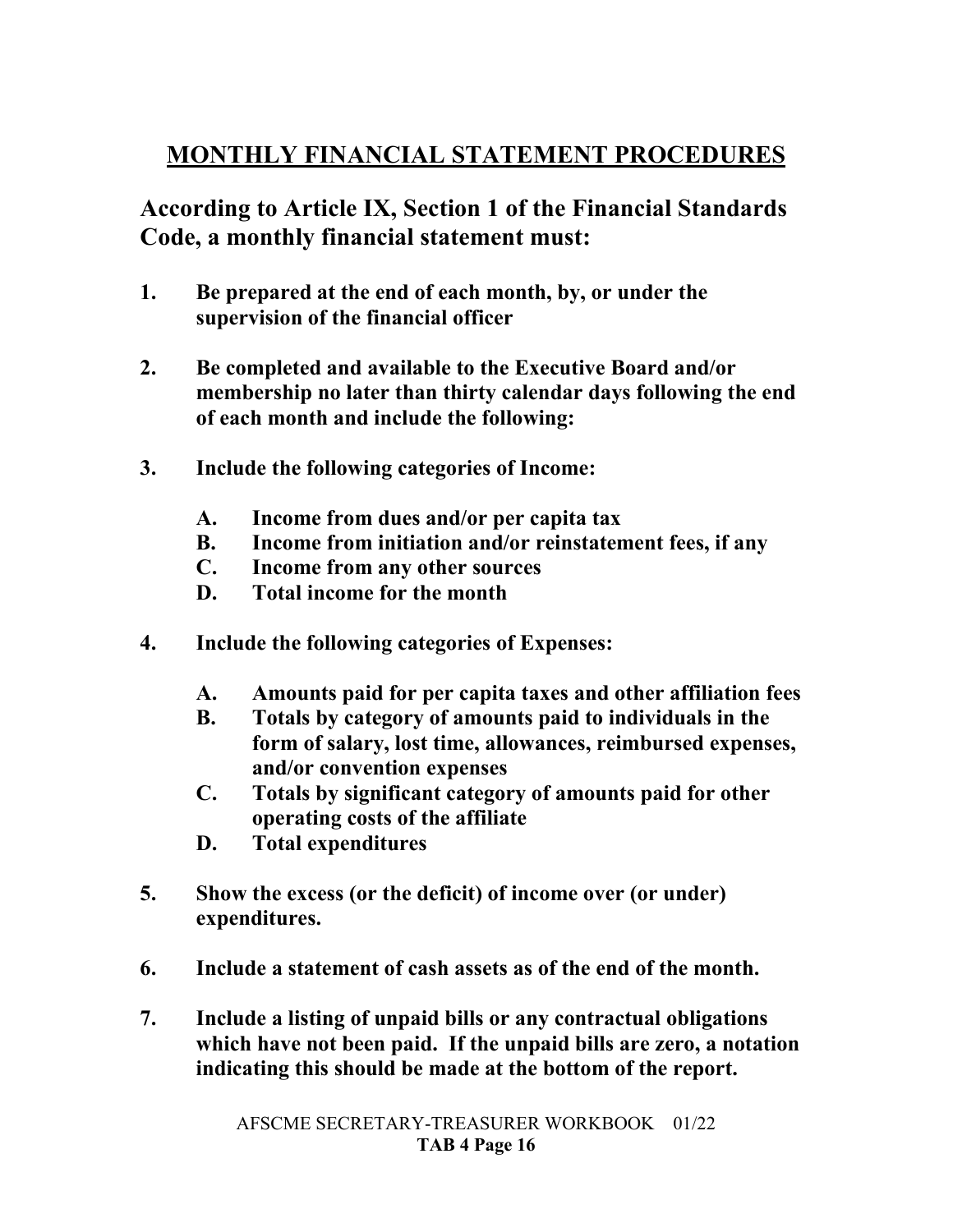# MONTHLY FINANCIAL STATEMENT PROCEDURES

## According to Article IX, Section 1 of the Financial Standards Code, a monthly financial statement must:

**1. Be prepared at the end of each month, by, or under the supervision of the financial officer**

**2. Be completed and available to the Executive Board and/or membership no later than thirty calendar days following the end of each month and include the following:**

**3. Include the following categories of Income:**

- **A. Income from dues and/or per capita tax**
- **B. Income from initiation and/or reinstatement fees, if any**
- **C. Income from any other sources**
- **D. Total income for the month**

**4. Include the following categories of Expenses:**

- **A. Amounts paid for per capita taxes and other affiliation fees**
- **B. Totals by category of amounts paid to individuals in the form of salary, lost time, allowances, reimbursed expenses, and/or convention expenses**
- **C. Totals by significant category of amounts paid for other operating costs of the affiliate**
- **D. Total expenditures**

**5. Show the excess (or the deficit) of income over (or under) expenditures.**

**6. Include a statement of cash assets as of the end of the month.**

**7. Include a listing of unpaid bills or any contractual obligations which have not been paid. If the unpaid bills are zero, a notation indicating this should be made at the bottom of the report.**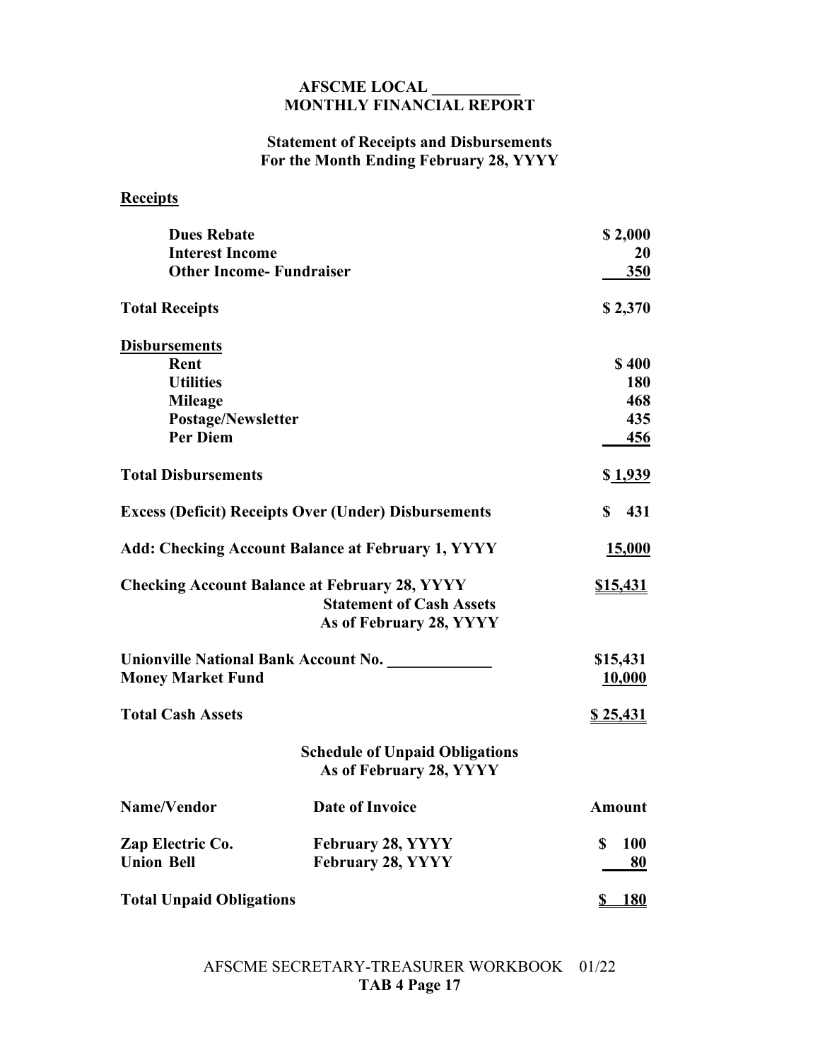**AFSCME LOCAL \_\_\_\_\_\_\_\_\_\_\_**
**MONTHLY FINANCIAL REPORT**

**Statement of Receipts and Disbursements**
**For the Month Ending February 28, YYYY**

**Receipts**

| | |
|---|---|
| **Dues Rebate** | **$ 2,000** |
| **Interest Income** | **20** |
| **Other Income- Fundraiser** | **350** |
| **Total Receipts** | **$ 2,370** |
| **Disbursements** | |
| **Rent** | **$ 400** |
| **Utilities** | **180** |
| **Mileage** | **468** |
| **Postage/Newsletter** | **435** |
| **Per Diem** | **456** |
| **Total Disbursements** | **$ 1,939** |
| **Excess (Deficit) Receipts Over (Under) Disbursements** | **$ 431** |
| **Add: Checking Account Balance at February 1, YYYY** | **15,000** |
| **Checking Account Balance at February 28, YYYY** | **$15,431** |

**Statement of Cash Assets**
**As of February 28, YYYY**

| | |
|---|---|
| **Unionville National Bank Account No. \_\_\_\_\_\_\_\_\_\_\_\_\_** | **$15,431** |
| **Money Market Fund** | **10,000** |
| **Total Cash Assets** | **$ 25,431** |

**Schedule of Unpaid Obligations**
**As of February 28, YYYY**

| Name/Vendor | Date of Invoice | Amount |
|---|---|---|
| **Zap Electric Co.** | **February 28, YYYY** | **$ 100** |
| **Union Bell** | **February 28, YYYY** | **80** |
| **Total Unpaid Obligations** | | **$ 180** |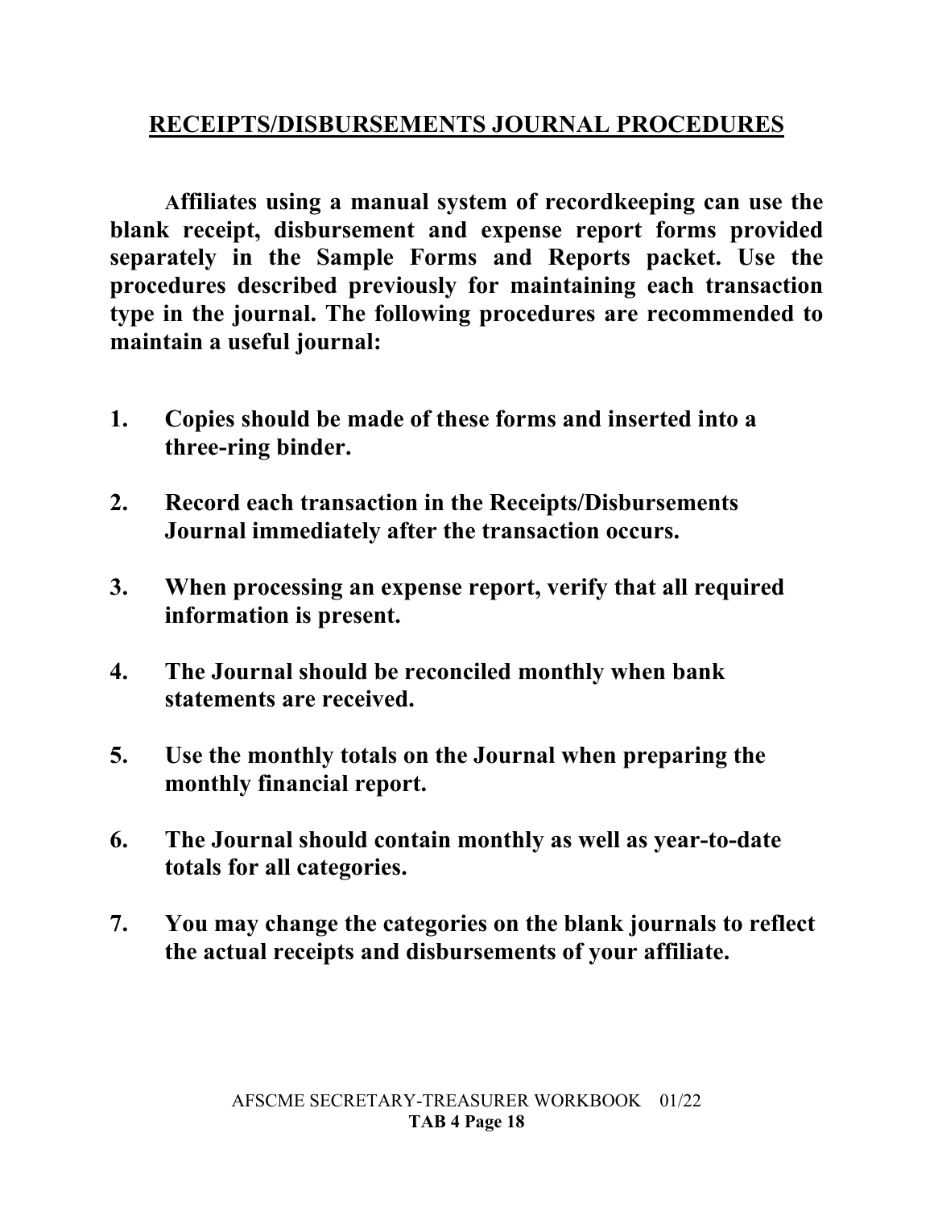# RECEIPTS/DISBURSEMENTS JOURNAL PROCEDURES

**Affiliates using a manual system of recordkeeping can use the blank receipt, disbursement and expense report forms provided separately in the Sample Forms and Reports packet. Use the procedures described previously for maintaining each transaction type in the journal. The following procedures are recommended to maintain a useful journal:**

1. **Copies should be made of these forms and inserted into a three-ring binder.**
2. **Record each transaction in the Receipts/Disbursements Journal immediately after the transaction occurs.**
3. **When processing an expense report, verify that all required information is present.**
4. **The Journal should be reconciled monthly when bank statements are received.**
5. **Use the monthly totals on the Journal when preparing the monthly financial report.**
6. **The Journal should contain monthly as well as year-to-date totals for all categories.**
7. **You may change the categories on the blank journals to reflect the actual receipts and disbursements of your affiliate.**